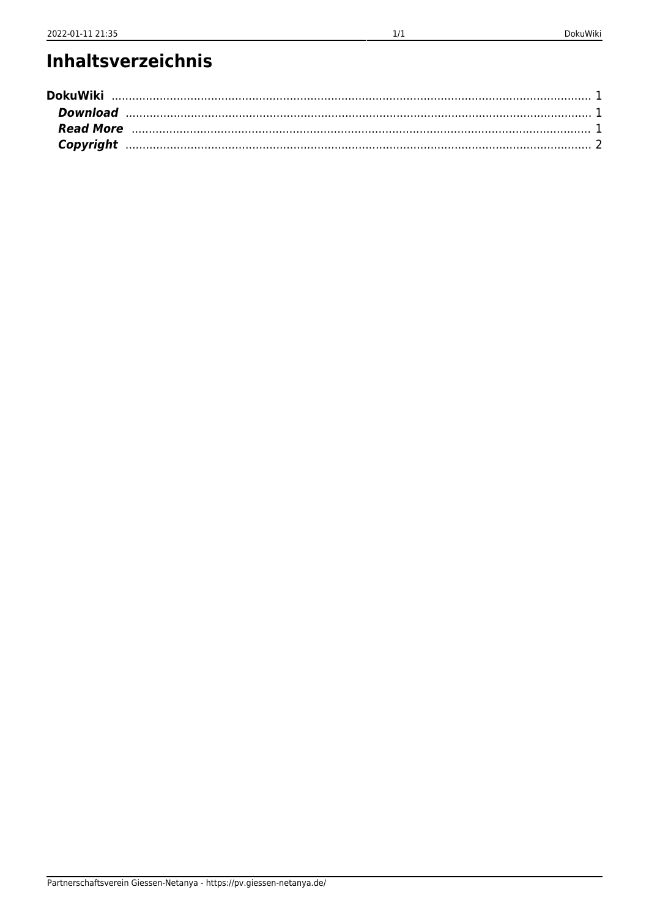# Inhaltsverzeichnis

**DokuWiki** ........ 1
- ***Download*** ........ 1
- ***Read More*** ........ 1
- ***Copyright*** ........ 2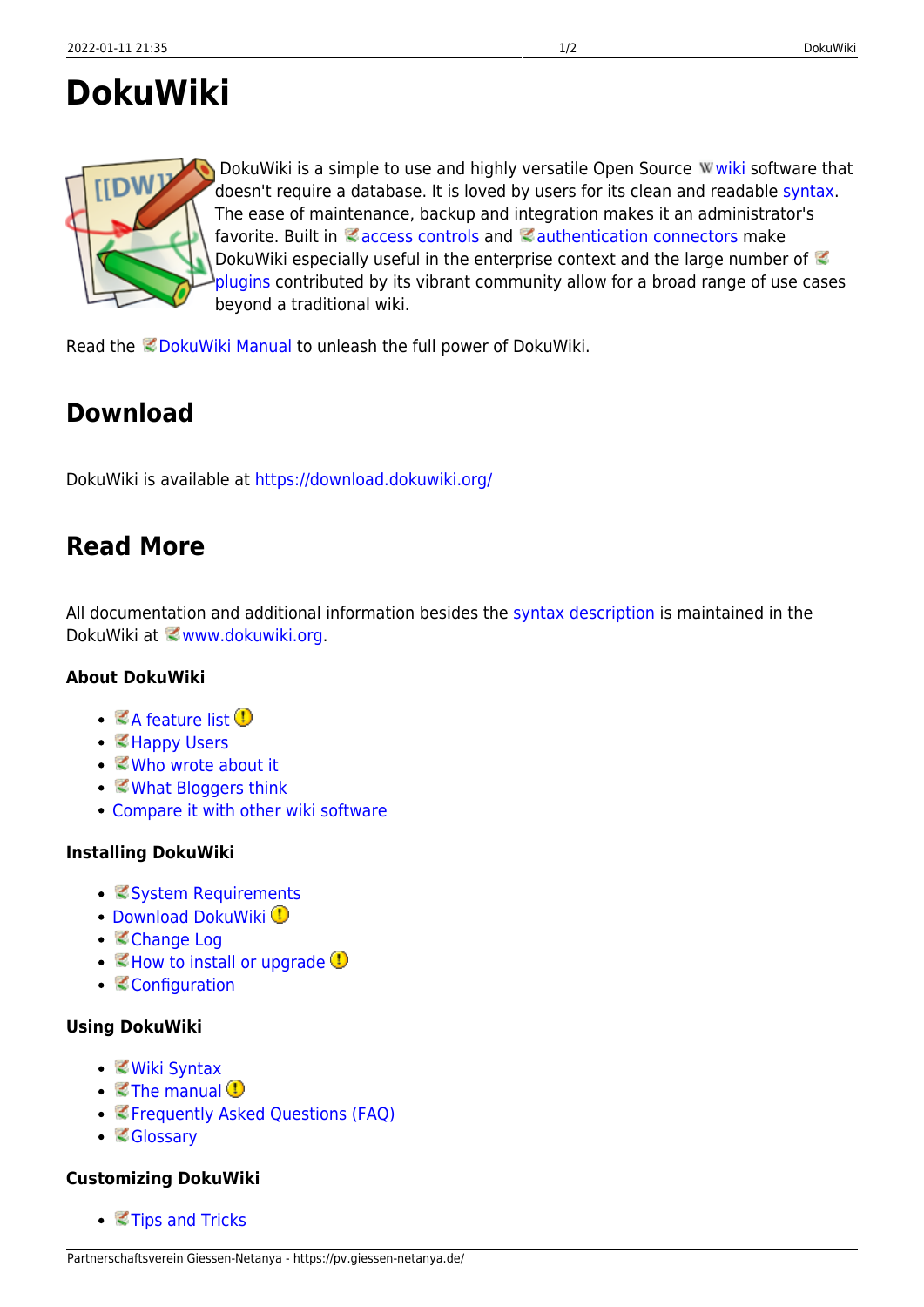# DokuWiki

DokuWiki is a simple to use and highly versatile Open Source wiki software that doesn't require a database. It is loved by users for its clean and readable syntax. The ease of maintenance, backup and integration makes it an administrator's favorite. Built in access controls and authentication connectors make DokuWiki especially useful in the enterprise context and the large number of plugins contributed by its vibrant community allow for a broad range of use cases beyond a traditional wiki.

Read the DokuWiki Manual to unleash the full power of DokuWiki.

## Download

DokuWiki is available at https://download.dokuwiki.org/

## Read More

All documentation and additional information besides the syntax description is maintained in the DokuWiki at www.dokuwiki.org.

### About DokuWiki

- A feature list
- Happy Users
- Who wrote about it
- What Bloggers think
- Compare it with other wiki software

### Installing DokuWiki

- System Requirements
- Download DokuWiki
- Change Log
- How to install or upgrade
- Configuration

### Using DokuWiki

- Wiki Syntax
- The manual
- Frequently Asked Questions (FAQ)
- Glossary

### Customizing DokuWiki

- Tips and Tricks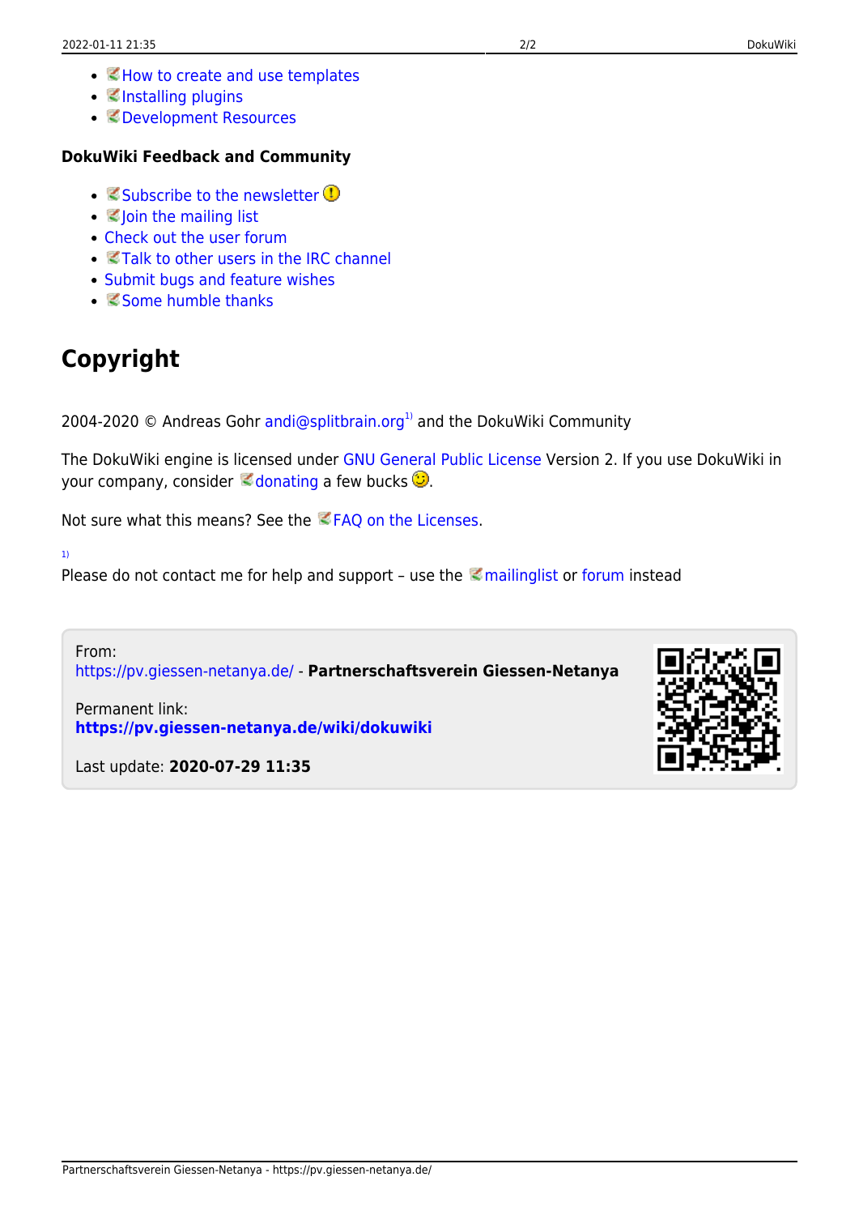- How to create and use templates
- Installing plugins
- Development Resources

**DokuWiki Feedback and Community**

- Subscribe to the newsletter
- Join the mailing list
- Check out the user forum
- Talk to other users in the IRC channel
- Submit bugs and feature wishes
- Some humble thanks

# Copyright

2004-2020 © Andreas Gohr andi@splitbrain.org[1] and the DokuWiki Community

The DokuWiki engine is licensed under GNU General Public License Version 2. If you use DokuWiki in your company, consider donating a few bucks.

Not sure what this means? See the FAQ on the Licenses.

[1]
Please do not contact me for help and support – use the mailinglist or forum instead

From:
https://pv.giessen-netanya.de/ - **Partnerschaftsverein Giessen-Netanya**

Permanent link:
**https://pv.giessen-netanya.de/wiki/dokuwiki**

Last update: **2020-07-29 11:35**